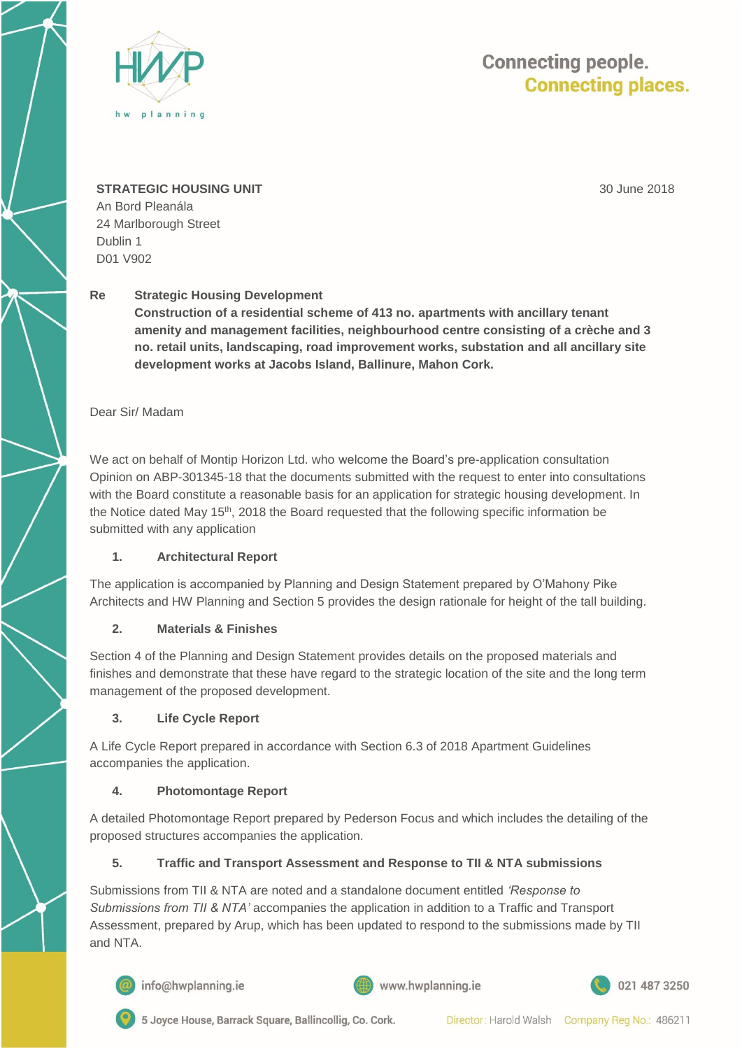HWP
hw planning

Connecting people.
Connecting places.

**STRATEGIC HOUSING UNIT**
An Bord Pleanála
24 Marlborough Street
Dublin 1
D01 V902

30 June 2018

**Re** **Strategic Housing Development**
**Construction of a residential scheme of 413 no. apartments with ancillary tenant amenity and management facilities, neighbourhood centre consisting of a crèche and 3 no. retail units, landscaping, road improvement works, substation and all ancillary site development works at Jacobs Island, Ballinure, Mahon Cork.**

Dear Sir/ Madam

We act on behalf of Montip Horizon Ltd. who welcome the Board's pre-application consultation Opinion on ABP-301345-18 that the documents submitted with the request to enter into consultations with the Board constitute a reasonable basis for an application for strategic housing development. In the Notice dated May 15th, 2018 the Board requested that the following specific information be submitted with any application

**1. Architectural Report**

The application is accompanied by Planning and Design Statement prepared by O'Mahony Pike Architects and HW Planning and Section 5 provides the design rationale for height of the tall building.

**2. Materials & Finishes**

Section 4 of the Planning and Design Statement provides details on the proposed materials and finishes and demonstrate that these have regard to the strategic location of the site and the long term management of the proposed development.

**3. Life Cycle Report**

A Life Cycle Report prepared in accordance with Section 6.3 of 2018 Apartment Guidelines accompanies the application.

**4. Photomontage Report**

A detailed Photomontage Report prepared by Pederson Focus and which includes the detailing of the proposed structures accompanies the application.

**5. Traffic and Transport Assessment and Response to TII & NTA submissions**

Submissions from TII & NTA are noted and a standalone document entitled *'Response to Submissions from TII & NTA'* accompanies the application in addition to a Traffic and Transport Assessment, prepared by Arup, which has been updated to respond to the submissions made by TII and NTA.

info@hwplanning.ie www.hwplanning.ie 021 487 3250
5 Joyce House, Barrack Square, Ballincollig, Co. Cork. Director: Harold Walsh Company Reg No.: 486211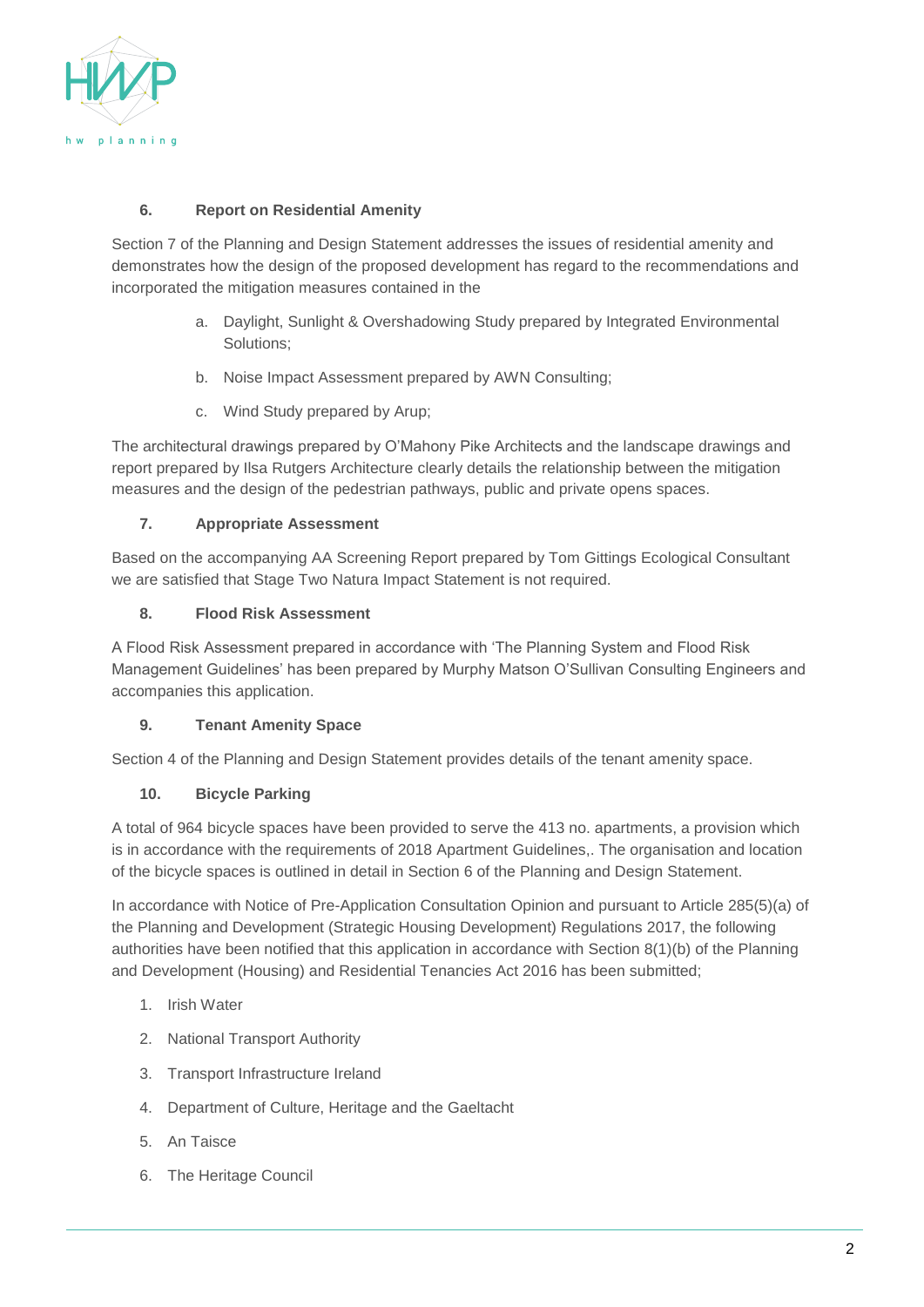**6. Report on Residential Amenity**

Section 7 of the Planning and Design Statement addresses the issues of residential amenity and demonstrates how the design of the proposed development has regard to the recommendations and incorporated the mitigation measures contained in the

a. Daylight, Sunlight & Overshadowing Study prepared by Integrated Environmental Solutions;

b. Noise Impact Assessment prepared by AWN Consulting;

c. Wind Study prepared by Arup;

The architectural drawings prepared by O'Mahony Pike Architects and the landscape drawings and report prepared by Ilsa Rutgers Architecture clearly details the relationship between the mitigation measures and the design of the pedestrian pathways, public and private opens spaces.

**7. Appropriate Assessment**

Based on the accompanying AA Screening Report prepared by Tom Gittings Ecological Consultant we are satisfied that Stage Two Natura Impact Statement is not required.

**8. Flood Risk Assessment**

A Flood Risk Assessment prepared in accordance with 'The Planning System and Flood Risk Management Guidelines' has been prepared by Murphy Matson O'Sullivan Consulting Engineers and accompanies this application.

**9. Tenant Amenity Space**

Section 4 of the Planning and Design Statement provides details of the tenant amenity space.

**10. Bicycle Parking**

A total of 964 bicycle spaces have been provided to serve the 413 no. apartments, a provision which is in accordance with the requirements of 2018 Apartment Guidelines,. The organisation and location of the bicycle spaces is outlined in detail in Section 6 of the Planning and Design Statement.

In accordance with Notice of Pre-Application Consultation Opinion and pursuant to Article 285(5)(a) of the Planning and Development (Strategic Housing Development) Regulations 2017, the following authorities have been notified that this application in accordance with Section 8(1)(b) of the Planning and Development (Housing) and Residential Tenancies Act 2016 has been submitted;

1. Irish Water
2. National Transport Authority
3. Transport Infrastructure Ireland
4. Department of Culture, Heritage and the Gaeltacht
5. An Taisce
6. The Heritage Council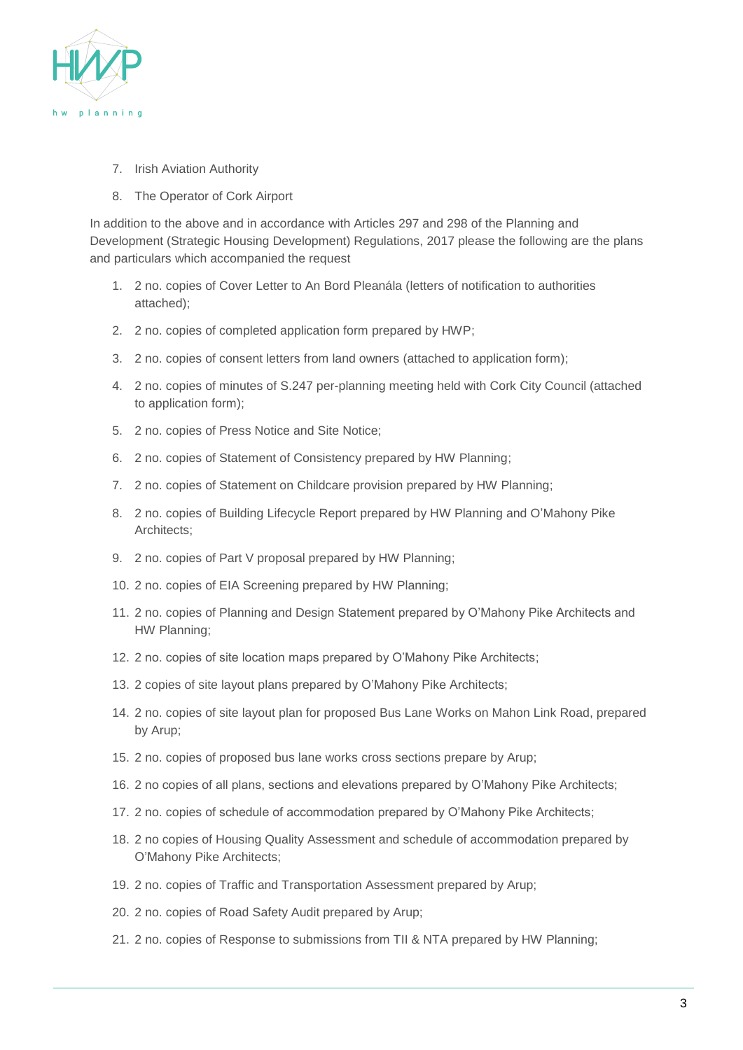7. Irish Aviation Authority
8. The Operator of Cork Airport

In addition to the above and in accordance with Articles 297 and 298 of the Planning and Development (Strategic Housing Development) Regulations, 2017 please the following are the plans and particulars which accompanied the request

1. 2 no. copies of Cover Letter to An Bord Pleanála (letters of notification to authorities attached);
2. 2 no. copies of completed application form prepared by HWP;
3. 2 no. copies of consent letters from land owners (attached to application form);
4. 2 no. copies of minutes of S.247 per-planning meeting held with Cork City Council (attached to application form);
5. 2 no. copies of Press Notice and Site Notice;
6. 2 no. copies of Statement of Consistency prepared by HW Planning;
7. 2 no. copies of Statement on Childcare provision prepared by HW Planning;
8. 2 no. copies of Building Lifecycle Report prepared by HW Planning and O'Mahony Pike Architects;
9. 2 no. copies of Part V proposal prepared by HW Planning;
10. 2 no. copies of EIA Screening prepared by HW Planning;
11. 2 no. copies of Planning and Design Statement prepared by O'Mahony Pike Architects and HW Planning;
12. 2 no. copies of site location maps prepared by O'Mahony Pike Architects;
13. 2 copies of site layout plans prepared by O'Mahony Pike Architects;
14. 2 no. copies of site layout plan for proposed Bus Lane Works on Mahon Link Road, prepared by Arup;
15. 2 no. copies of proposed bus lane works cross sections prepare by Arup;
16. 2 no copies of all plans, sections and elevations prepared by O'Mahony Pike Architects;
17. 2 no. copies of schedule of accommodation prepared by O'Mahony Pike Architects;
18. 2 no copies of Housing Quality Assessment and schedule of accommodation prepared by O'Mahony Pike Architects;
19. 2 no. copies of Traffic and Transportation Assessment prepared by Arup;
20. 2 no. copies of Road Safety Audit prepared by Arup;
21. 2 no. copies of Response to submissions from TII & NTA prepared by HW Planning;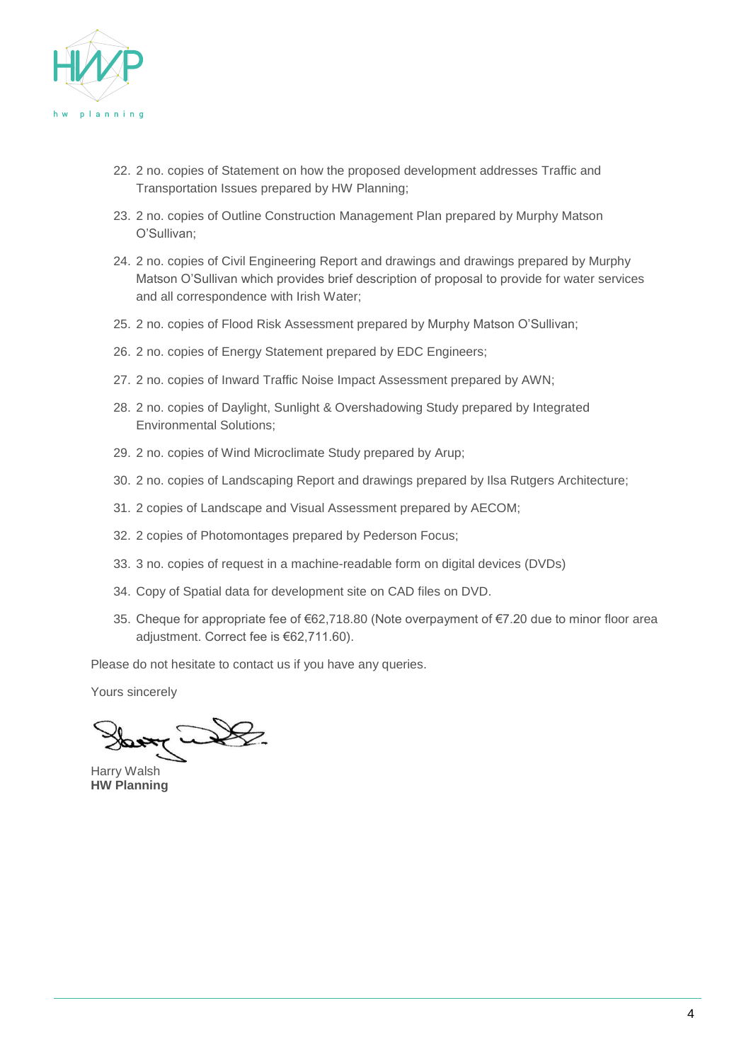22. 2 no. copies of Statement on how the proposed development addresses Traffic and Transportation Issues prepared by HW Planning;
23. 2 no. copies of Outline Construction Management Plan prepared by Murphy Matson O'Sullivan;
24. 2 no. copies of Civil Engineering Report and drawings and drawings prepared by Murphy Matson O'Sullivan which provides brief description of proposal to provide for water services and all correspondence with Irish Water;
25. 2 no. copies of Flood Risk Assessment prepared by Murphy Matson O'Sullivan;
26. 2 no. copies of Energy Statement prepared by EDC Engineers;
27. 2 no. copies of Inward Traffic Noise Impact Assessment prepared by AWN;
28. 2 no. copies of Daylight, Sunlight & Overshadowing Study prepared by Integrated Environmental Solutions;
29. 2 no. copies of Wind Microclimate Study prepared by Arup;
30. 2 no. copies of Landscaping Report and drawings prepared by Ilsa Rutgers Architecture;
31. 2 copies of Landscape and Visual Assessment prepared by AECOM;
32. 2 copies of Photomontages prepared by Pederson Focus;
33. 3 no. copies of request in a machine-readable form on digital devices (DVDs)
34. Copy of Spatial data for development site on CAD files on DVD.
35. Cheque for appropriate fee of €62,718.80 (Note overpayment of €7.20 due to minor floor area adjustment. Correct fee is €62,711.60).

Please do not hesitate to contact us if you have any queries.

Yours sincerely

Harry Walsh
**HW Planning**